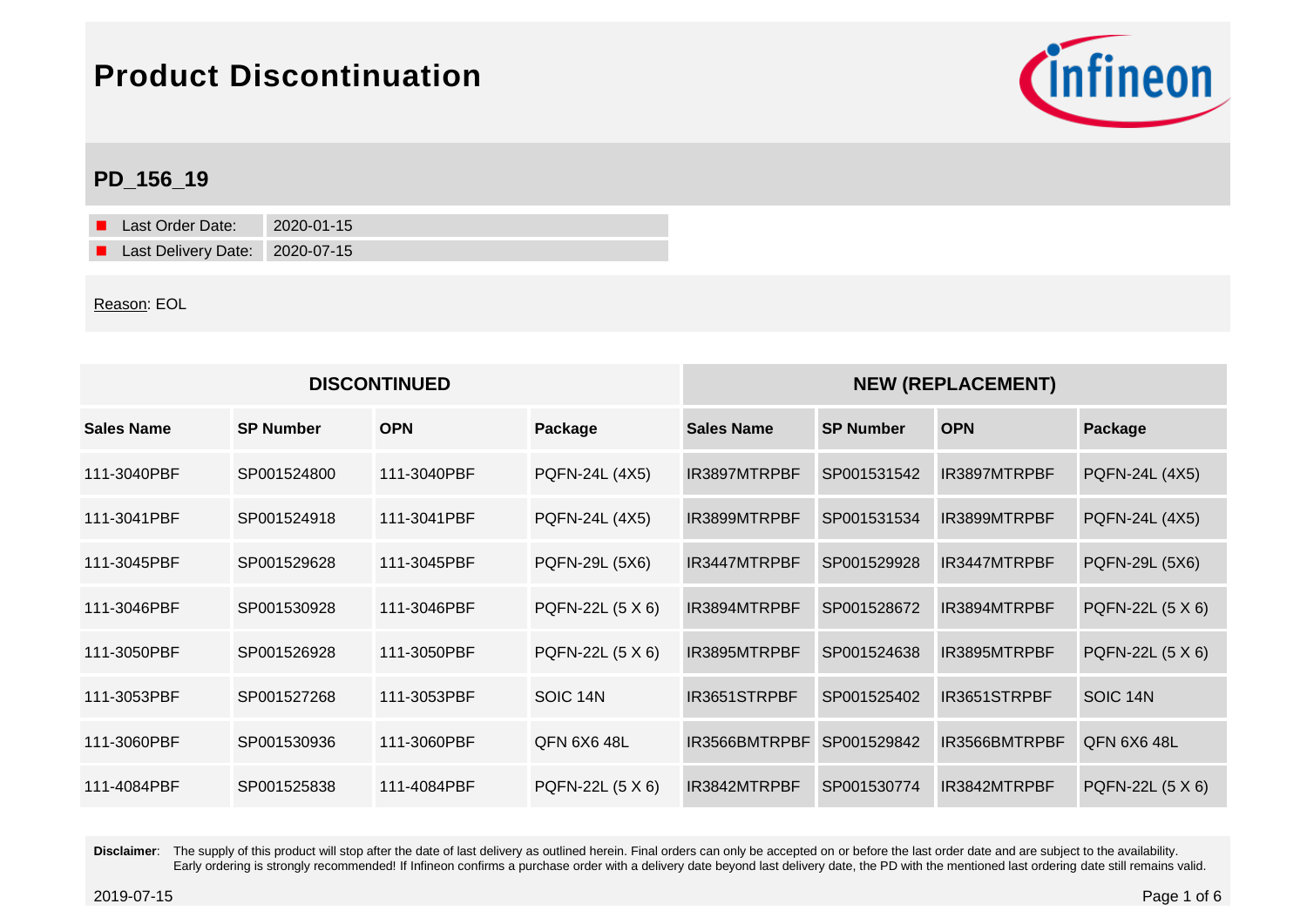# Product Discontinuation

## PD_156_19

- Last Order Date: 2020-01-15
- Last Delivery Date: 2020-07-15

Reason: EOL

| DISCONTINUED | | | | NEW (REPLACEMENT) | | | |
|---|---|---|---|---|---|---|---|
| **Sales Name** | **SP Number** | **OPN** | **Package** | **Sales Name** | **SP Number** | **OPN** | **Package** |
| 111-3040PBF | SP001524800 | 111-3040PBF | PQFN-24L (4X5) | IR3897MTRPBF | SP001531542 | IR3897MTRPBF | PQFN-24L (4X5) |
| 111-3041PBF | SP001524918 | 111-3041PBF | PQFN-24L (4X5) | IR3899MTRPBF | SP001531534 | IR3899MTRPBF | PQFN-24L (4X5) |
| 111-3045PBF | SP001529628 | 111-3045PBF | PQFN-29L (5X6) | IR3447MTRPBF | SP001529928 | IR3447MTRPBF | PQFN-29L (5X6) |
| 111-3046PBF | SP001530928 | 111-3046PBF | PQFN-22L (5 X 6) | IR3894MTRPBF | SP001528672 | IR3894MTRPBF | PQFN-22L (5 X 6) |
| 111-3050PBF | SP001526928 | 111-3050PBF | PQFN-22L (5 X 6) | IR3895MTRPBF | SP001524638 | IR3895MTRPBF | PQFN-22L (5 X 6) |
| 111-3053PBF | SP001527268 | 111-3053PBF | SOIC 14N | IR3651STRPBF | SP001525402 | IR3651STRPBF | SOIC 14N |
| 111-3060PBF | SP001530936 | 111-3060PBF | QFN 6X6 48L | IR3566BMTRPBF | SP001529842 | IR3566BMTRPBF | QFN 6X6 48L |
| 111-4084PBF | SP001525838 | 111-4084PBF | PQFN-22L (5 X 6) | IR3842MTRPBF | SP001530774 | IR3842MTRPBF | PQFN-22L (5 X 6) |

**Disclaimer**: The supply of this product will stop after the date of last delivery as outlined herein. Final orders can only be accepted on or before the last order date and are subject to the availability. Early ordering is strongly recommended! If Infineon confirms a purchase order with a delivery date beyond last delivery date, the PD with the mentioned last ordering date still remains valid.

2019-07-15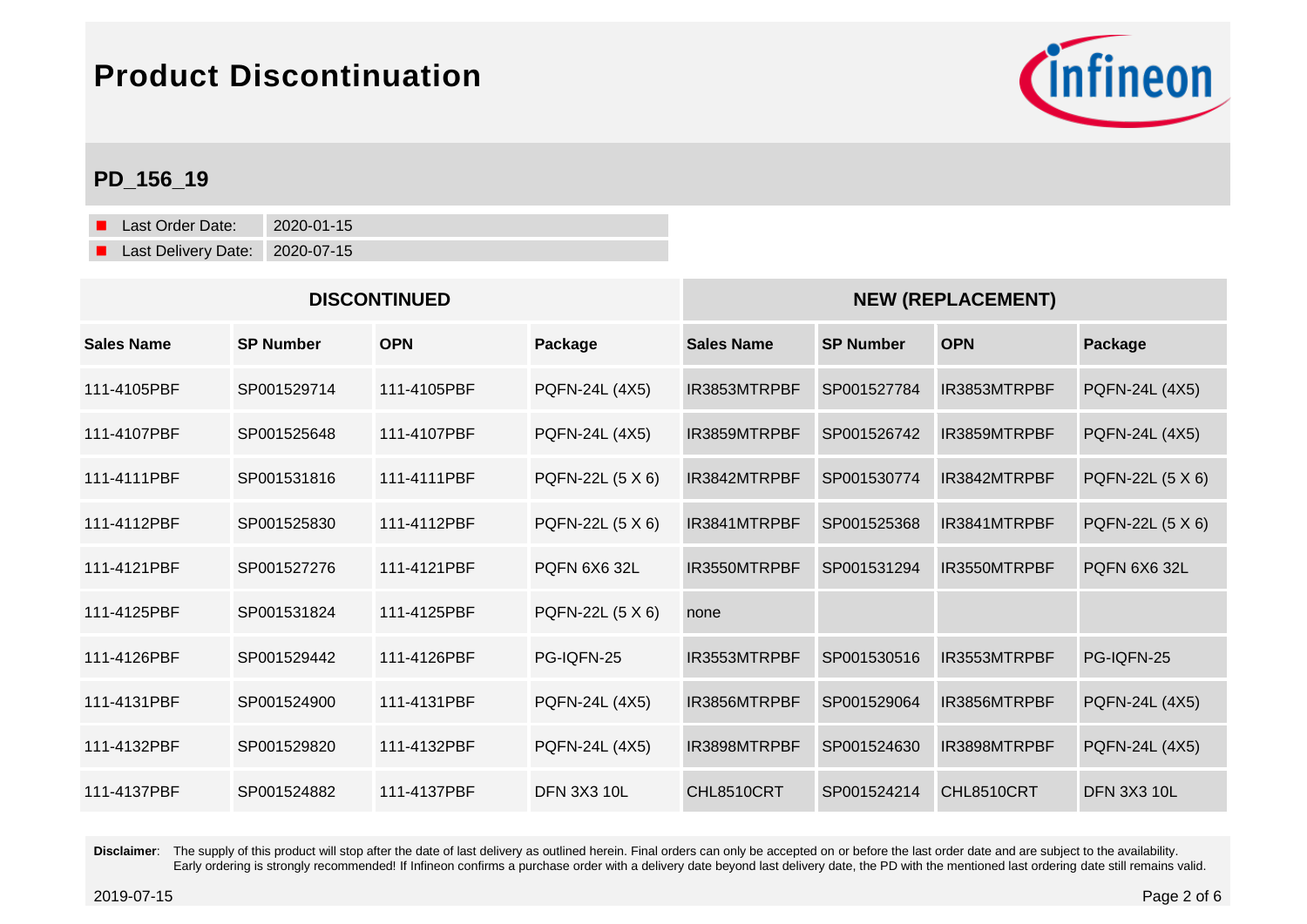# Product Discontinuation

## PD_156_19

- Last Order Date: 2020-01-15
- Last Delivery Date: 2020-07-15

| DISCONTINUED | | | | NEW (REPLACEMENT) | | | |
|---|---|---|---|---|---|---|---|
| **Sales Name** | **SP Number** | **OPN** | **Package** | **Sales Name** | **SP Number** | **OPN** | **Package** |
| 111-4105PBF | SP001529714 | 111-4105PBF | PQFN-24L (4X5) | IR3853MTRPBF | SP001527784 | IR3853MTRPBF | PQFN-24L (4X5) |
| 111-4107PBF | SP001525648 | 111-4107PBF | PQFN-24L (4X5) | IR3859MTRPBF | SP001526742 | IR3859MTRPBF | PQFN-24L (4X5) |
| 111-4111PBF | SP001531816 | 111-4111PBF | PQFN-22L (5 X 6) | IR3842MTRPBF | SP001530774 | IR3842MTRPBF | PQFN-22L (5 X 6) |
| 111-4112PBF | SP001525830 | 111-4112PBF | PQFN-22L (5 X 6) | IR3841MTRPBF | SP001525368 | IR3841MTRPBF | PQFN-22L (5 X 6) |
| 111-4121PBF | SP001527276 | 111-4121PBF | PQFN 6X6 32L | IR3550MTRPBF | SP001531294 | IR3550MTRPBF | PQFN 6X6 32L |
| 111-4125PBF | SP001531824 | 111-4125PBF | PQFN-22L (5 X 6) | none | | | |
| 111-4126PBF | SP001529442 | 111-4126PBF | PG-IQFN-25 | IR3553MTRPBF | SP001530516 | IR3553MTRPBF | PG-IQFN-25 |
| 111-4131PBF | SP001524900 | 111-4131PBF | PQFN-24L (4X5) | IR3856MTRPBF | SP001529064 | IR3856MTRPBF | PQFN-24L (4X5) |
| 111-4132PBF | SP001529820 | 111-4132PBF | PQFN-24L (4X5) | IR3898MTRPBF | SP001524630 | IR3898MTRPBF | PQFN-24L (4X5) |
| 111-4137PBF | SP001524882 | 111-4137PBF | DFN 3X3 10L | CHL8510CRT | SP001524214 | CHL8510CRT | DFN 3X3 10L |

**Disclaimer**: The supply of this product will stop after the date of last delivery as outlined herein. Final orders can only be accepted on or before the last order date and are subject to the availability. Early ordering is strongly recommended! If Infineon confirms a purchase order with a delivery date beyond last delivery date, the PD with the mentioned last ordering date still remains valid.

2019-07-15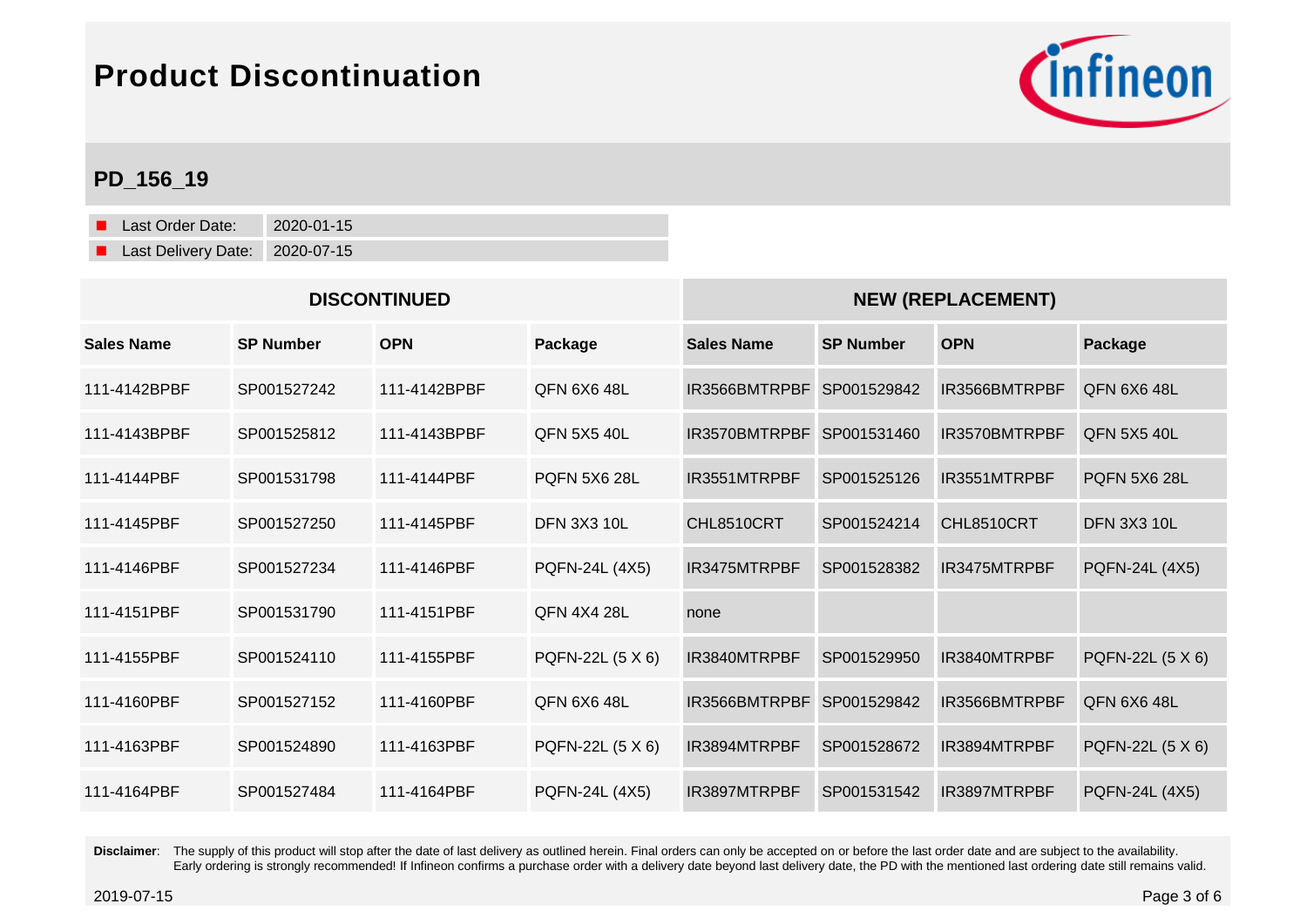# Product Discontinuation

## PD_156_19

- Last Order Date: 2020-01-15
- Last Delivery Date: 2020-07-15

| DISCONTINUED | | | | NEW (REPLACEMENT) | | | |
|---|---|---|---|---|---|---|---|
| **Sales Name** | **SP Number** | **OPN** | **Package** | **Sales Name** | **SP Number** | **OPN** | **Package** |
| 111-4142BPBF | SP001527242 | 111-4142BPBF | QFN 6X6 48L | IR3566BMTRPBF | SP001529842 | IR3566BMTRPBF | QFN 6X6 48L |
| 111-4143BPBF | SP001525812 | 111-4143BPBF | QFN 5X5 40L | IR3570BMTRPBF | SP001531460 | IR3570BMTRPBF | QFN 5X5 40L |
| 111-4144PBF | SP001531798 | 111-4144PBF | PQFN 5X6 28L | IR3551MTRPBF | SP001525126 | IR3551MTRPBF | PQFN 5X6 28L |
| 111-4145PBF | SP001527250 | 111-4145PBF | DFN 3X3 10L | CHL8510CRT | SP001524214 | CHL8510CRT | DFN 3X3 10L |
| 111-4146PBF | SP001527234 | 111-4146PBF | PQFN-24L (4X5) | IR3475MTRPBF | SP001528382 | IR3475MTRPBF | PQFN-24L (4X5) |
| 111-4151PBF | SP001531790 | 111-4151PBF | QFN 4X4 28L | none | | | |
| 111-4155PBF | SP001524110 | 111-4155PBF | PQFN-22L (5 X 6) | IR3840MTRPBF | SP001529950 | IR3840MTRPBF | PQFN-22L (5 X 6) |
| 111-4160PBF | SP001527152 | 111-4160PBF | QFN 6X6 48L | IR3566BMTRPBF | SP001529842 | IR3566BMTRPBF | QFN 6X6 48L |
| 111-4163PBF | SP001524890 | 111-4163PBF | PQFN-22L (5 X 6) | IR3894MTRPBF | SP001528672 | IR3894MTRPBF | PQFN-22L (5 X 6) |
| 111-4164PBF | SP001527484 | 111-4164PBF | PQFN-24L (4X5) | IR3897MTRPBF | SP001531542 | IR3897MTRPBF | PQFN-24L (4X5) |

**Disclaimer**: The supply of this product will stop after the date of last delivery as outlined herein. Final orders can only be accepted on or before the last order date and are subject to the availability. Early ordering is strongly recommended! If Infineon confirms a purchase order with a delivery date beyond last delivery date, the PD with the mentioned last ordering date still remains valid.

2019-07-15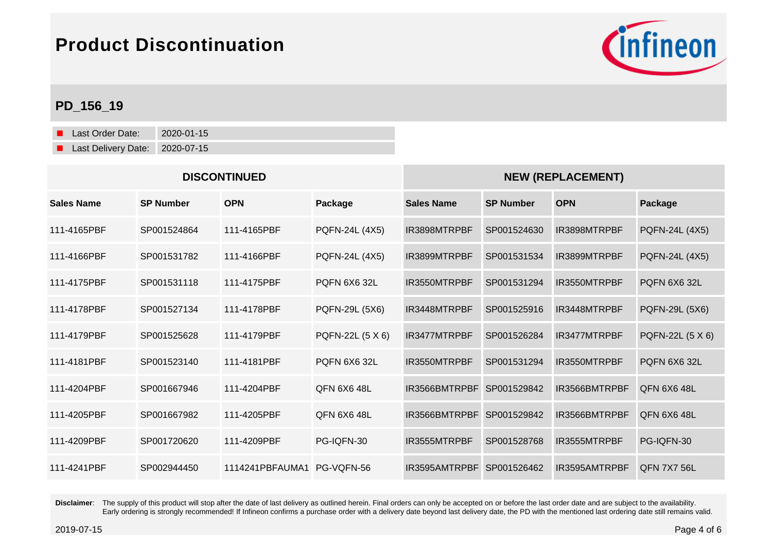# Product Discontinuation

## PD_156_19

- Last Order Date: 2020-01-15
- Last Delivery Date: 2020-07-15

| DISCONTINUED | | | | NEW (REPLACEMENT) | | | |
|---|---|---|---|---|---|---|---|
| **Sales Name** | **SP Number** | **OPN** | **Package** | **Sales Name** | **SP Number** | **OPN** | **Package** |
| 111-4165PBF | SP001524864 | 111-4165PBF | PQFN-24L (4X5) | IR3898MTRPBF | SP001524630 | IR3898MTRPBF | PQFN-24L (4X5) |
| 111-4166PBF | SP001531782 | 111-4166PBF | PQFN-24L (4X5) | IR3899MTRPBF | SP001531534 | IR3899MTRPBF | PQFN-24L (4X5) |
| 111-4175PBF | SP001531118 | 111-4175PBF | PQFN 6X6 32L | IR3550MTRPBF | SP001531294 | IR3550MTRPBF | PQFN 6X6 32L |
| 111-4178PBF | SP001527134 | 111-4178PBF | PQFN-29L (5X6) | IR3448MTRPBF | SP001525916 | IR3448MTRPBF | PQFN-29L (5X6) |
| 111-4179PBF | SP001525628 | 111-4179PBF | PQFN-22L (5 X 6) | IR3477MTRPBF | SP001526284 | IR3477MTRPBF | PQFN-22L (5 X 6) |
| 111-4181PBF | SP001523140 | 111-4181PBF | PQFN 6X6 32L | IR3550MTRPBF | SP001531294 | IR3550MTRPBF | PQFN 6X6 32L |
| 111-4204PBF | SP001667946 | 111-4204PBF | QFN 6X6 48L | IR3566BMTRPBF | SP001529842 | IR3566BMTRPBF | QFN 6X6 48L |
| 111-4205PBF | SP001667982 | 111-4205PBF | QFN 6X6 48L | IR3566BMTRPBF | SP001529842 | IR3566BMTRPBF | QFN 6X6 48L |
| 111-4209PBF | SP001720620 | 111-4209PBF | PG-IQFN-30 | IR3555MTRPBF | SP001528768 | IR3555MTRPBF | PG-IQFN-30 |
| 111-4241PBF | SP002944450 | 1114241PBFAUMA1 | PG-VQFN-56 | IR3595AMTRPBF | SP001526462 | IR3595AMTRPBF | QFN 7X7 56L |

**Disclaimer**: The supply of this product will stop after the date of last delivery as outlined herein. Final orders can only be accepted on or before the last order date and are subject to the availability. Early ordering is strongly recommended! If Infineon confirms a purchase order with a delivery date beyond last delivery date, the PD with the mentioned last ordering date still remains valid.

2019-07-15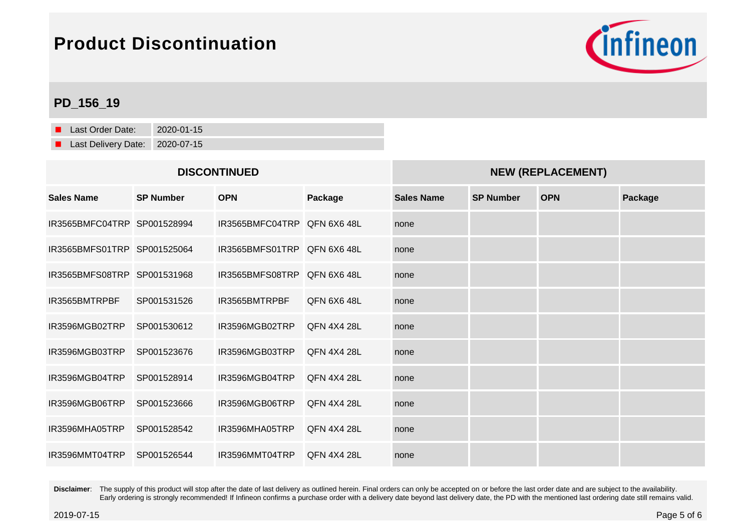# Product Discontinuation

## PD_156_19

- Last Order Date: 2020-01-15
- Last Delivery Date: 2020-07-15

| DISCONTINUED | | | | NEW (REPLACEMENT) | | | |
|---|---|---|---|---|---|---|---|
| **Sales Name** | **SP Number** | **OPN** | **Package** | **Sales Name** | **SP Number** | **OPN** | **Package** |
| IR3565BMFC04TRP | SP001528994 | IR3565BMFC04TRP | QFN 6X6 48L | none | | | |
| IR3565BMFS01TRP | SP001525064 | IR3565BMFS01TRP | QFN 6X6 48L | none | | | |
| IR3565BMFS08TRP | SP001531968 | IR3565BMFS08TRP | QFN 6X6 48L | none | | | |
| IR3565BMTRPBF | SP001531526 | IR3565BMTRPBF | QFN 6X6 48L | none | | | |
| IR3596MGB02TRP | SP001530612 | IR3596MGB02TRP | QFN 4X4 28L | none | | | |
| IR3596MGB03TRP | SP001523676 | IR3596MGB03TRP | QFN 4X4 28L | none | | | |
| IR3596MGB04TRP | SP001528914 | IR3596MGB04TRP | QFN 4X4 28L | none | | | |
| IR3596MGB06TRP | SP001523666 | IR3596MGB06TRP | QFN 4X4 28L | none | | | |
| IR3596MHA05TRP | SP001528542 | IR3596MHA05TRP | QFN 4X4 28L | none | | | |
| IR3596MMT04TRP | SP001526544 | IR3596MMT04TRP | QFN 4X4 28L | none | | | |

**Disclaimer**: The supply of this product will stop after the date of last delivery as outlined herein. Final orders can only be accepted on or before the last order date and are subject to the availability. Early ordering is strongly recommended! If Infineon confirms a purchase order with a delivery date beyond last delivery date, the PD with the mentioned last ordering date still remains valid.

2019-07-15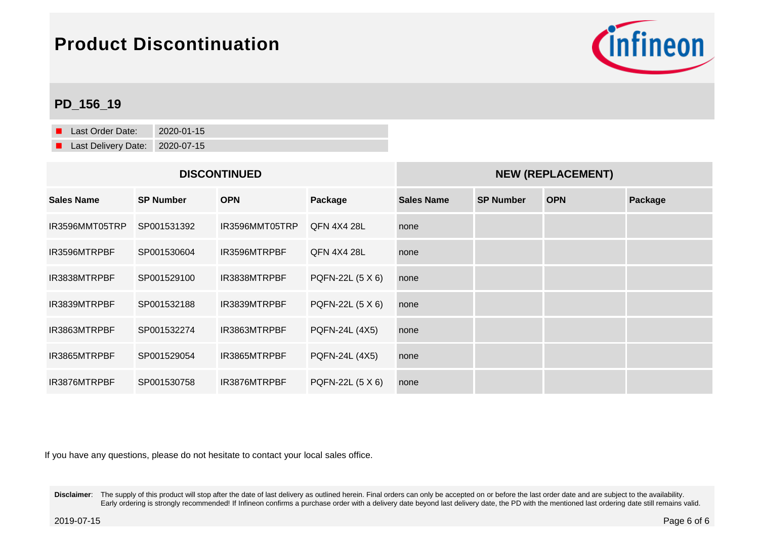# Product Discontinuation

## PD_156_19

| | |
|---|---|
| Last Order Date: | 2020-01-15 |
| Last Delivery Date: | 2020-07-15 |

| DISCONTINUED | | | | NEW (REPLACEMENT) | | | |
|---|---|---|---|---|---|---|---|
| **Sales Name** | **SP Number** | **OPN** | **Package** | **Sales Name** | **SP Number** | **OPN** | **Package** |
| IR3596MMT05TRP | SP001531392 | IR3596MMT05TRP | QFN 4X4 28L | none | | | |
| IR3596MTRPBF | SP001530604 | IR3596MTRPBF | QFN 4X4 28L | none | | | |
| IR3838MTRPBF | SP001529100 | IR3838MTRPBF | PQFN-22L (5 X 6) | none | | | |
| IR3839MTRPBF | SP001532188 | IR3839MTRPBF | PQFN-22L (5 X 6) | none | | | |
| IR3863MTRPBF | SP001532274 | IR3863MTRPBF | PQFN-24L (4X5) | none | | | |
| IR3865MTRPBF | SP001529054 | IR3865MTRPBF | PQFN-24L (4X5) | none | | | |
| IR3876MTRPBF | SP001530758 | IR3876MTRPBF | PQFN-22L (5 X 6) | none | | | |

If you have any questions, please do not hesitate to contact your local sales office.

**Disclaimer**: The supply of this product will stop after the date of last delivery as outlined herein. Final orders can only be accepted on or before the last order date and are subject to the availability. Early ordering is strongly recommended! If Infineon confirms a purchase order with a delivery date beyond last delivery date, the PD with the mentioned last ordering date still remains valid.

2019-07-15